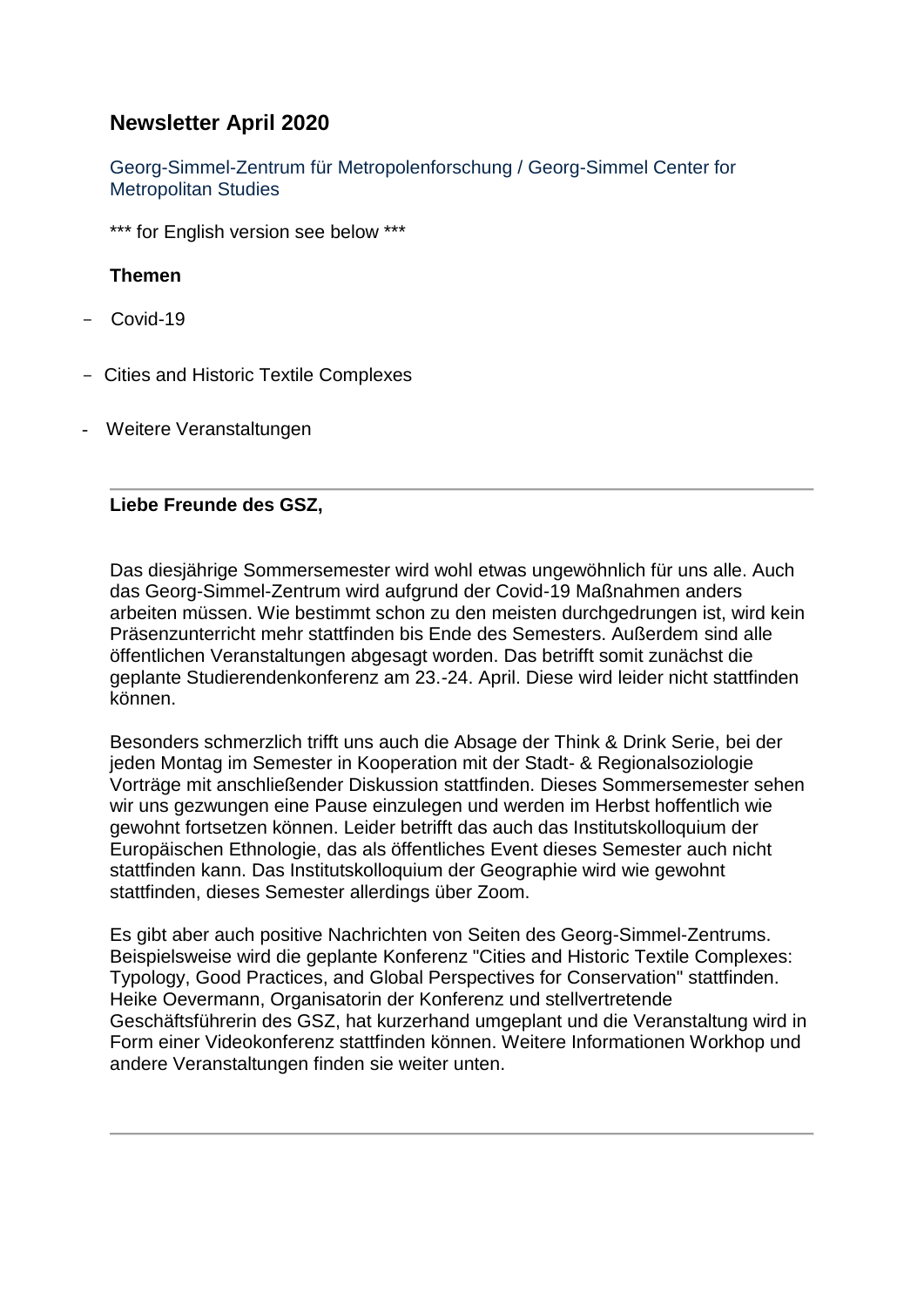## Newsletter April 2020

Georg-Simmel-Zentrum für Metropolenforschung / Georg-Simmel Center for Metropolitan Studies

*** for English version see below ***

**Themen**

- Covid-19
- Cities and Historic Textile Complexes
- Weitere Veranstaltungen

---

**Liebe Freunde des GSZ,**

Das diesjährige Sommersemester wird wohl etwas ungewöhnlich für uns alle. Auch das Georg-Simmel-Zentrum wird aufgrund der Covid-19 Maßnahmen anders arbeiten müssen. Wie bestimmt schon zu den meisten durchgedrungen ist, wird kein Präsenzunterricht mehr stattfinden bis Ende des Semesters. Außerdem sind alle öffentlichen Veranstaltungen abgesagt worden. Das betrifft somit zunächst die geplante Studierendenkonferenz am 23.-24. April. Diese wird leider nicht stattfinden können.

Besonders schmerzlich trifft uns auch die Absage der Think & Drink Serie, bei der jeden Montag im Semester in Kooperation mit der Stadt- & Regionalsoziologie Vorträge mit anschließender Diskussion stattfinden. Dieses Sommersemester sehen wir uns gezwungen eine Pause einzulegen und werden im Herbst hoffentlich wie gewohnt fortsetzen können. Leider betrifft das auch das Institutskolloquium der Europäischen Ethnologie, das als öffentliches Event dieses Semester auch nicht stattfinden kann. Das Institutskolloquium der Geographie wird wie gewohnt stattfinden, dieses Semester allerdings über Zoom.

Es gibt aber auch positive Nachrichten von Seiten des Georg-Simmel-Zentrums. Beispielsweise wird die geplante Konferenz "Cities and Historic Textile Complexes: Typology, Good Practices, and Global Perspectives for Conservation" stattfinden. Heike Oevermann, Organisatorin der Konferenz und stellvertretende Geschäftsführerin des GSZ, hat kurzerhand umgeplant und die Veranstaltung wird in Form einer Videokonferenz stattfinden können. Weitere Informationen Workhop und andere Veranstaltungen finden sie weiter unten.

---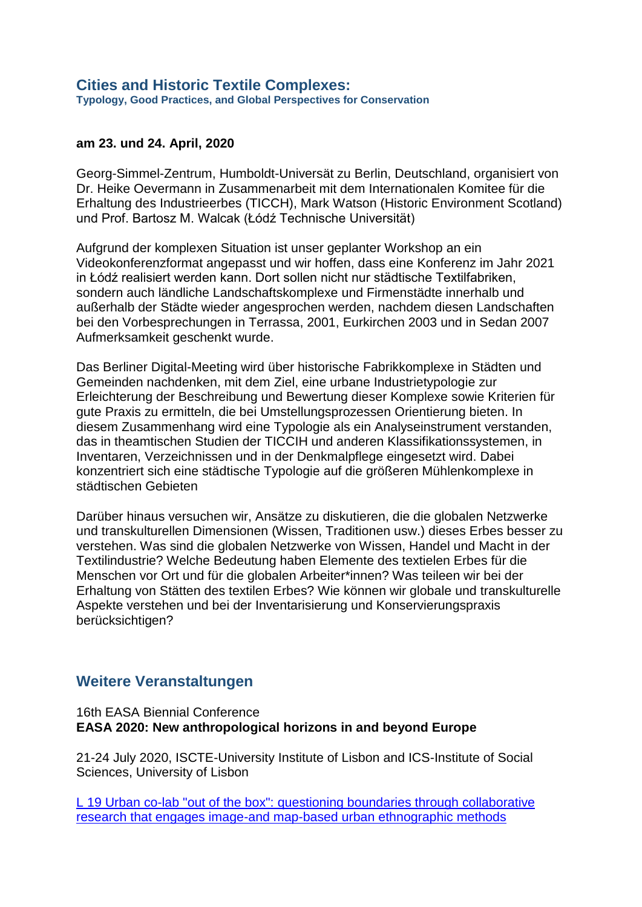## Cities and Historic Textile Complexes:

**Typology, Good Practices, and Global Perspectives for Conservation**

**am 23. und 24. April, 2020**

Georg-Simmel-Zentrum, Humboldt-Universät zu Berlin, Deutschland, organisiert von Dr. Heike Oevermann in Zusammenarbeit mit dem Internationalen Komitee für die Erhaltung des Industrieerbes (TICCH), Mark Watson (Historic Environment Scotland) und Prof. Bartosz M. Walcak (Łódź Technische Universität)

Aufgrund der komplexen Situation ist unser geplanter Workshop an ein Videokonferenzformat angepasst und wir hoffen, dass eine Konferenz im Jahr 2021 in Łódź realisiert werden kann. Dort sollen nicht nur städtische Textilfabriken, sondern auch ländliche Landschaftskomplexe und Firmenstädte innerhalb und außerhalb der Städte wieder angesprochen werden, nachdem diesen Landschaften bei den Vorbesprechungen in Terrassa, 2001, Eurkirchen 2003 und in Sedan 2007 Aufmerksamkeit geschenkt wurde.

Das Berliner Digital-Meeting wird über historische Fabrikkomplexe in Städten und Gemeinden nachdenken, mit dem Ziel, eine urbane Industrietypologie zur Erleichterung der Beschreibung und Bewertung dieser Komplexe sowie Kriterien für gute Praxis zu ermitteln, die bei Umstellungsprozessen Orientierung bieten. In diesem Zusammenhang wird eine Typologie als ein Analyseinstrument verstanden, das in theamtischen Studien der TICCIH und anderen Klassifikationssystemen, in Inventaren, Verzeichnissen und in der Denkmalpflege eingesetzt wird. Dabei konzentriert sich eine städtische Typologie auf die größeren Mühlenkomplexe in städtischen Gebieten

Darüber hinaus versuchen wir, Ansätze zu diskutieren, die die globalen Netzwerke und transkulturellen Dimensionen (Wissen, Traditionen usw.) dieses Erbes besser zu verstehen. Was sind die globalen Netzwerke von Wissen, Handel und Macht in der Textilindustrie? Welche Bedeutung haben Elemente des textielen Erbes für die Menschen vor Ort und für die globalen Arbeiter*innen? Was teileen wir bei der Erhaltung von Stätten des textilen Erbes? Wie können wir globale und transkulturelle Aspekte verstehen und bei der Inventarisierung und Konservierungspraxis berücksichtigen?

## Weitere Veranstaltungen

16th EASA Biennial Conference
**EASA 2020: New anthropological horizons in and beyond Europe**

21-24 July 2020, ISCTE-University Institute of Lisbon and ICS-Institute of Social Sciences, University of Lisbon

L 19 Urban co-lab "out of the box": questioning boundaries through collaborative research that engages image-and map-based urban ethnographic methods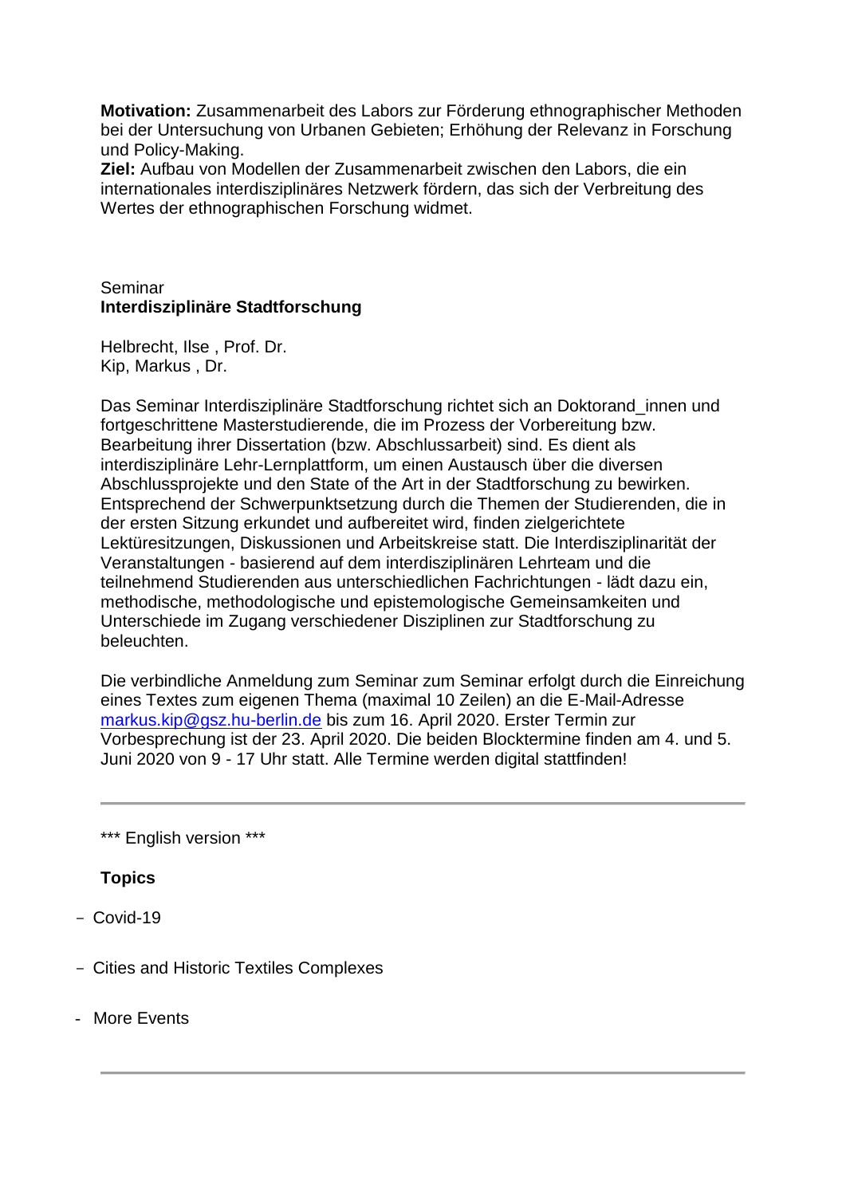**Motivation:** Zusammenarbeit des Labors zur Förderung ethnographischer Methoden bei der Untersuchung von Urbanen Gebieten; Erhöhung der Relevanz in Forschung und Policy-Making.
**Ziel:** Aufbau von Modellen der Zusammenarbeit zwischen den Labors, die ein internationales interdisziplinäres Netzwerk fördern, das sich der Verbreitung des Wertes der ethnographischen Forschung widmet.

Seminar
**Interdisziplinäre Stadtforschung**

Helbrecht, Ilse , Prof. Dr.
Kip, Markus , Dr.

Das Seminar Interdisziplinäre Stadtforschung richtet sich an Doktorand_innen und fortgeschrittene Masterstudierende, die im Prozess der Vorbereitung bzw. Bearbeitung ihrer Dissertation (bzw. Abschlussarbeit) sind. Es dient als interdisziplinäre Lehr-Lernplattform, um einen Austausch über die diversen Abschlussprojekte und den State of the Art in der Stadtforschung zu bewirken. Entsprechend der Schwerpunktsetzung durch die Themen der Studierenden, die in der ersten Sitzung erkundet und aufbereitet wird, finden zielgerichtete Lektüresitzungen, Diskussionen und Arbeitskreise statt. Die Interdisziplinarität der Veranstaltungen - basierend auf dem interdisziplinären Lehrteam und die teilnehmend Studierenden aus unterschiedlichen Fachrichtungen - lädt dazu ein, methodische, methodologische und epistemologische Gemeinsamkeiten und Unterschiede im Zugang verschiedener Disziplinen zur Stadtforschung zu beleuchten.

Die verbindliche Anmeldung zum Seminar zum Seminar erfolgt durch die Einreichung eines Textes zum eigenen Thema (maximal 10 Zeilen) an die E-Mail-Adresse markus.kip@gsz.hu-berlin.de bis zum 16. April 2020. Erster Termin zur Vorbesprechung ist der 23. April 2020. Die beiden Blocktermine finden am 4. und 5. Juni 2020 von 9 - 17 Uhr statt. Alle Termine werden digital stattfinden!

---

*** English version ***

**Topics**

- Covid-19
- Cities and Historic Textiles Complexes
- More Events

---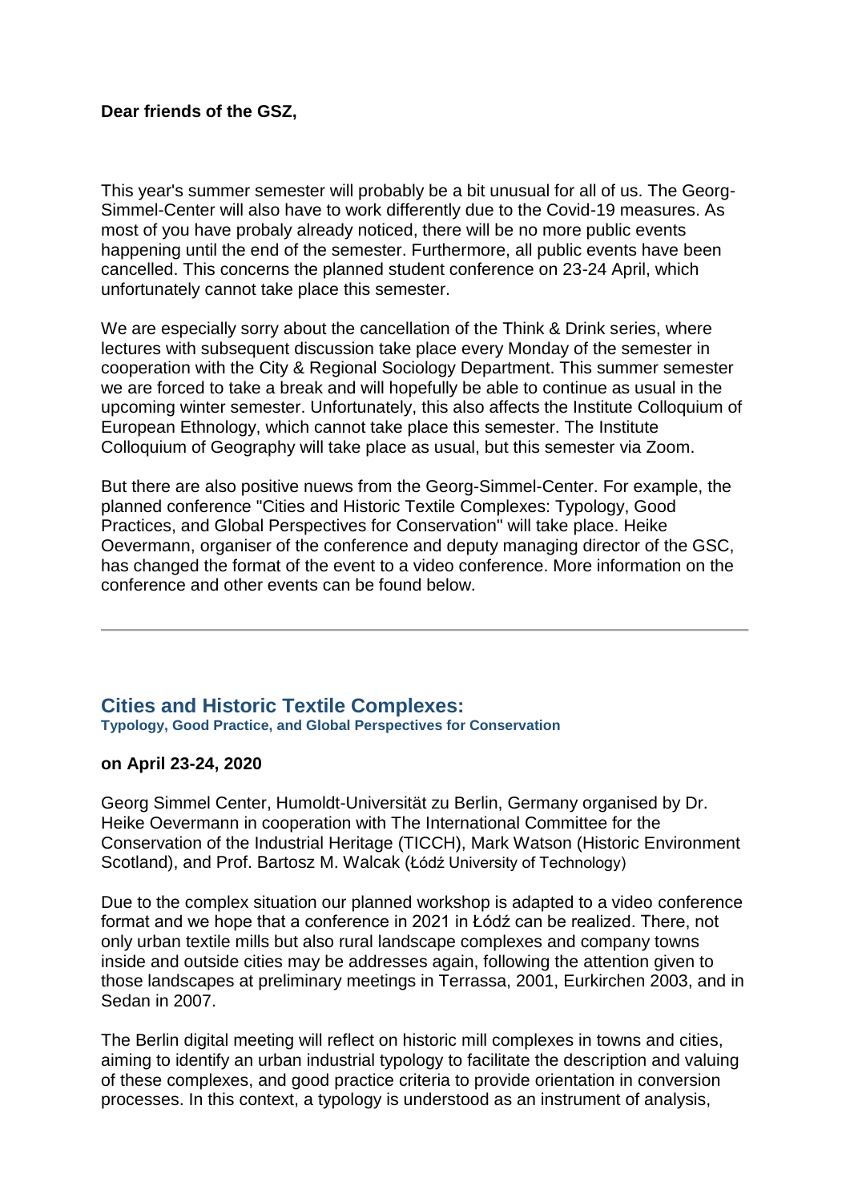**Dear friends of the GSZ,**

This year's summer semester will probably be a bit unusual for all of us. The Georg-Simmel-Center will also have to work differently due to the Covid-19 measures. As most of you have probaly already noticed, there will be no more public events happening until the end of the semester. Furthermore, all public events have been cancelled. This concerns the planned student conference on 23-24 April, which unfortunately cannot take place this semester.

We are especially sorry about the cancellation of the Think & Drink series, where lectures with subsequent discussion take place every Monday of the semester in cooperation with the City & Regional Sociology Department. This summer semester we are forced to take a break and will hopefully be able to continue as usual in the upcoming winter semester. Unfortunately, this also affects the Institute Colloquium of European Ethnology, which cannot take place this semester. The Institute Colloquium of Geography will take place as usual, but this semester via Zoom.

But there are also positive nuews from the Georg-Simmel-Center. For example, the planned conference "Cities and Historic Textile Complexes: Typology, Good Practices, and Global Perspectives for Conservation" will take place. Heike Oevermann, organiser of the conference and deputy managing director of the GSC, has changed the format of the event to a video conference. More information on the conference and other events can be found below.

---

## Cities and Historic Textile Complexes:

**Typology, Good Practice, and Global Perspectives for Conservation**

**on April 23-24, 2020**

Georg Simmel Center, Humoldt-Universität zu Berlin, Germany organised by Dr. Heike Oevermann in cooperation with The International Committee for the Conservation of the Industrial Heritage (TICCH), Mark Watson (Historic Environment Scotland), and Prof. Bartosz M. Walcak (Łódź University of Technology)

Due to the complex situation our planned workshop is adapted to a video conference format and we hope that a conference in 2021 in Łódź can be realized. There, not only urban textile mills but also rural landscape complexes and company towns inside and outside cities may be addresses again, following the attention given to those landscapes at preliminary meetings in Terrassa, 2001, Eurkirchen 2003, and in Sedan in 2007.

The Berlin digital meeting will reflect on historic mill complexes in towns and cities, aiming to identify an urban industrial typology to facilitate the description and valuing of these complexes, and good practice criteria to provide orientation in conversion processes. In this context, a typology is understood as an instrument of analysis,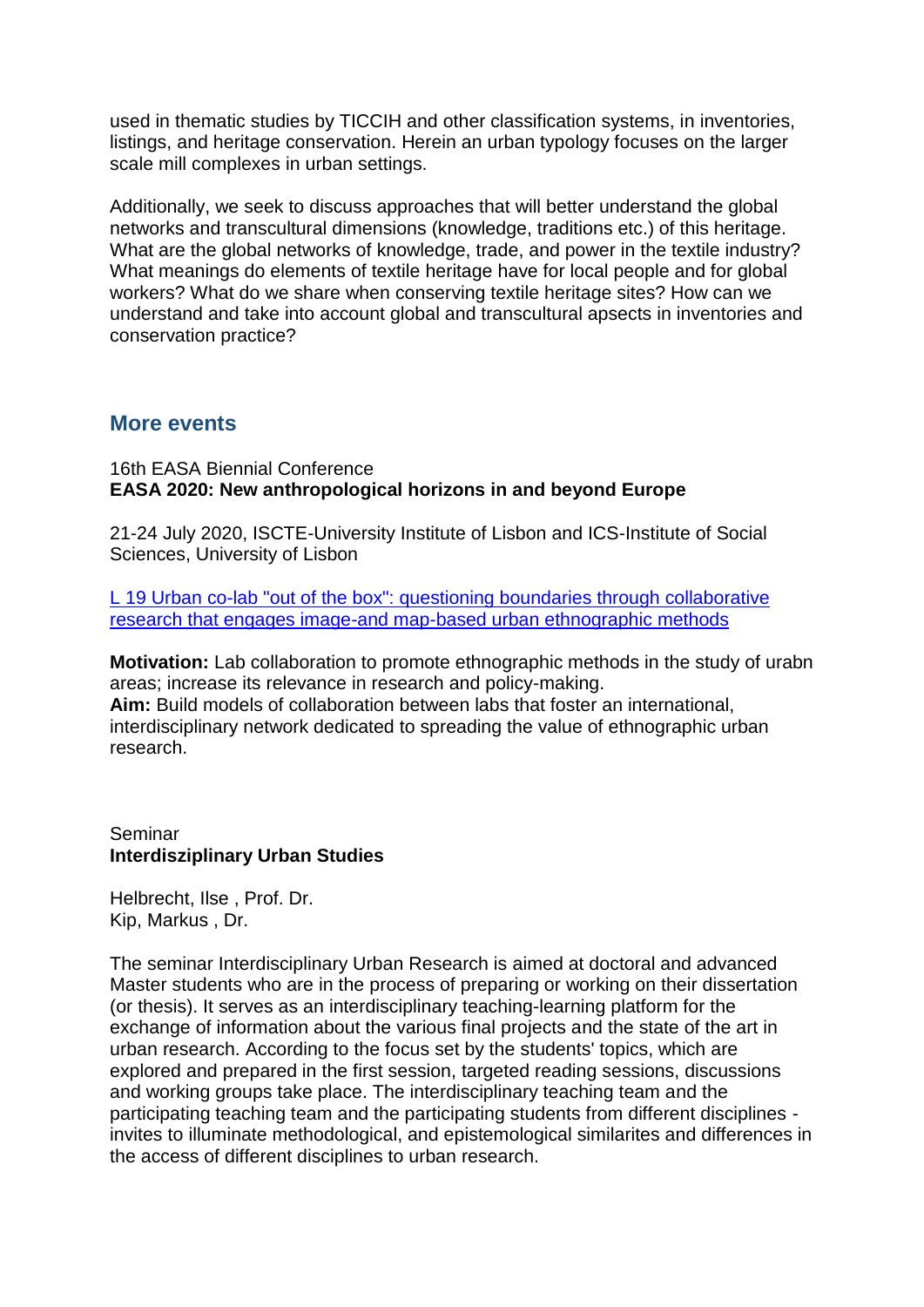used in thematic studies by TICCIH and other classification systems, in inventories, listings, and heritage conservation. Herein an urban typology focuses on the larger scale mill complexes in urban settings.

Additionally, we seek to discuss approaches that will better understand the global networks and transcultural dimensions (knowledge, traditions etc.) of this heritage. What are the global networks of knowledge, trade, and power in the textile industry? What meanings do elements of textile heritage have for local people and for global workers? What do we share when conserving textile heritage sites? How can we understand and take into account global and transcultural apsects in inventories and conservation practice?

## More events

16th EASA Biennial Conference
**EASA 2020: New anthropological horizons in and beyond Europe**

21-24 July 2020, ISCTE-University Institute of Lisbon and ICS-Institute of Social Sciences, University of Lisbon

L 19 Urban co-lab "out of the box": questioning boundaries through collaborative research that engages image-and map-based urban ethnographic methods

**Motivation:** Lab collaboration to promote ethnographic methods in the study of urabn areas; increase its relevance in research and policy-making.
**Aim:** Build models of collaboration between labs that foster an international, interdisciplinary network dedicated to spreading the value of ethnographic urban research.

Seminar
**Interdisziplinary Urban Studies**

Helbrecht, Ilse , Prof. Dr.
Kip, Markus , Dr.

The seminar Interdisciplinary Urban Research is aimed at doctoral and advanced Master students who are in the process of preparing or working on their dissertation (or thesis). It serves as an interdisciplinary teaching-learning platform for the exchange of information about the various final projects and the state of the art in urban research. According to the focus set by the students' topics, which are explored and prepared in the first session, targeted reading sessions, discussions and working groups take place. The interdisciplinary teaching team and the participating teaching team and the participating students from different disciplines - invites to illuminate methodological, and epistemological similarites and differences in the access of different disciplines to urban research.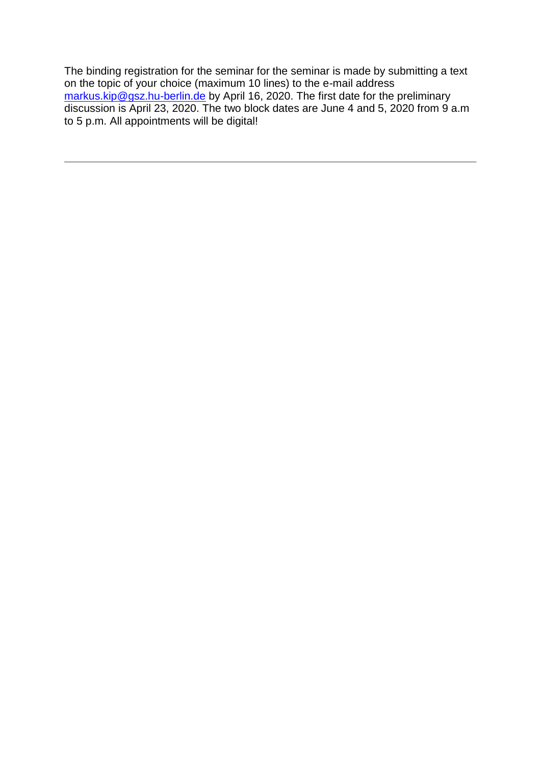The binding registration for the seminar for the seminar is made by submitting a text on the topic of your choice (maximum 10 lines) to the e-mail address markus.kip@gsz.hu-berlin.de by April 16, 2020. The first date for the preliminary discussion is April 23, 2020. The two block dates are June 4 and 5, 2020 from 9 a.m to 5 p.m. All appointments will be digital!

---